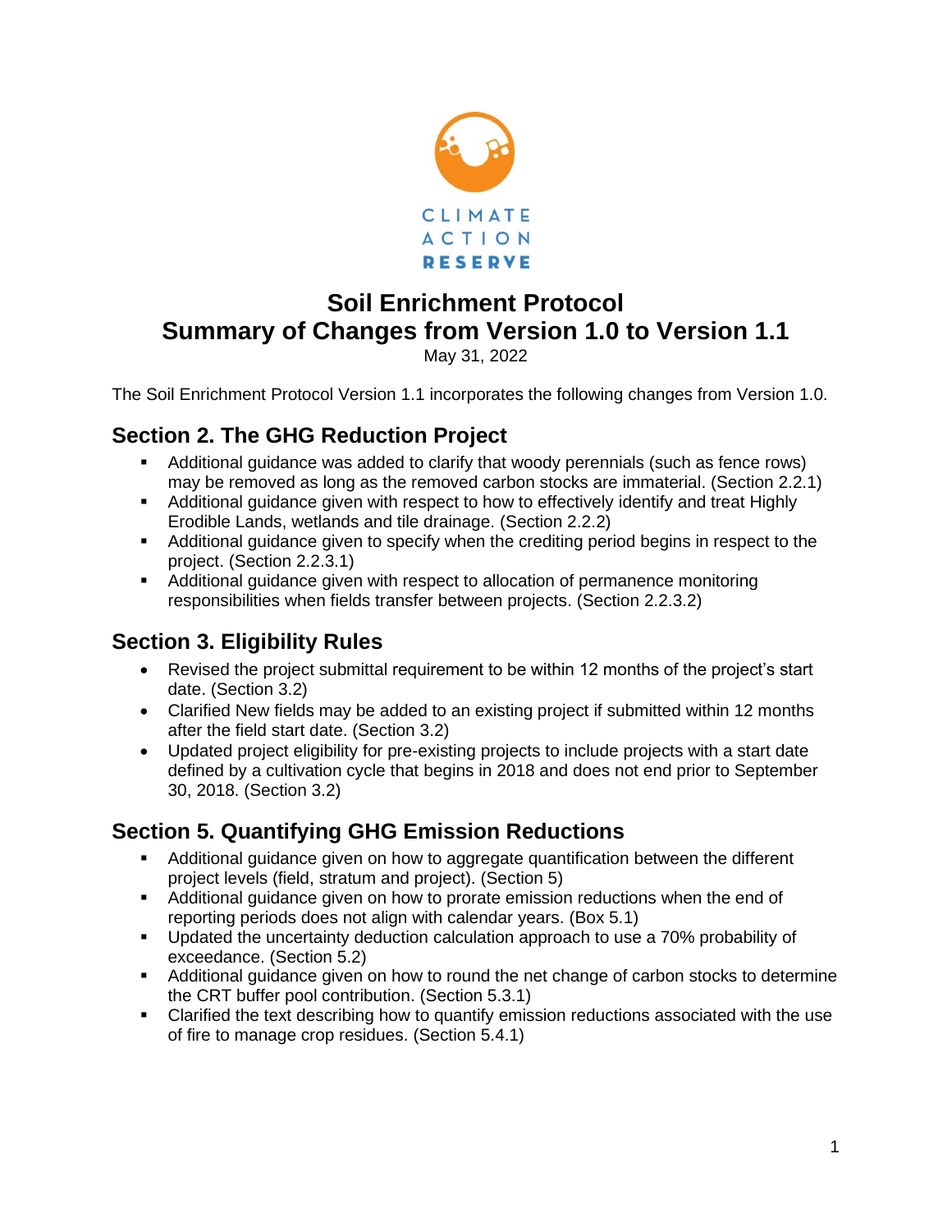CLIMATE ACTION RESERVE

# Soil Enrichment Protocol
# Summary of Changes from Version 1.0 to Version 1.1

May 31, 2022

The Soil Enrichment Protocol Version 1.1 incorporates the following changes from Version 1.0.

## Section 2. The GHG Reduction Project

- Additional guidance was added to clarify that woody perennials (such as fence rows) may be removed as long as the removed carbon stocks are immaterial. (Section 2.2.1)
- Additional guidance given with respect to how to effectively identify and treat Highly Erodible Lands, wetlands and tile drainage. (Section 2.2.2)
- Additional guidance given to specify when the crediting period begins in respect to the project. (Section 2.2.3.1)
- Additional guidance given with respect to allocation of permanence monitoring responsibilities when fields transfer between projects. (Section 2.2.3.2)

## Section 3. Eligibility Rules

- Revised the project submittal requirement to be within 12 months of the project's start date. (Section 3.2)
- Clarified New fields may be added to an existing project if submitted within 12 months after the field start date. (Section 3.2)
- Updated project eligibility for pre-existing projects to include projects with a start date defined by a cultivation cycle that begins in 2018 and does not end prior to September 30, 2018. (Section 3.2)

## Section 5. Quantifying GHG Emission Reductions

- Additional guidance given on how to aggregate quantification between the different project levels (field, stratum and project). (Section 5)
- Additional guidance given on how to prorate emission reductions when the end of reporting periods does not align with calendar years. (Box 5.1)
- Updated the uncertainty deduction calculation approach to use a 70% probability of exceedance. (Section 5.2)
- Additional guidance given on how to round the net change of carbon stocks to determine the CRT buffer pool contribution. (Section 5.3.1)
- Clarified the text describing how to quantify emission reductions associated with the use of fire to manage crop residues. (Section 5.4.1)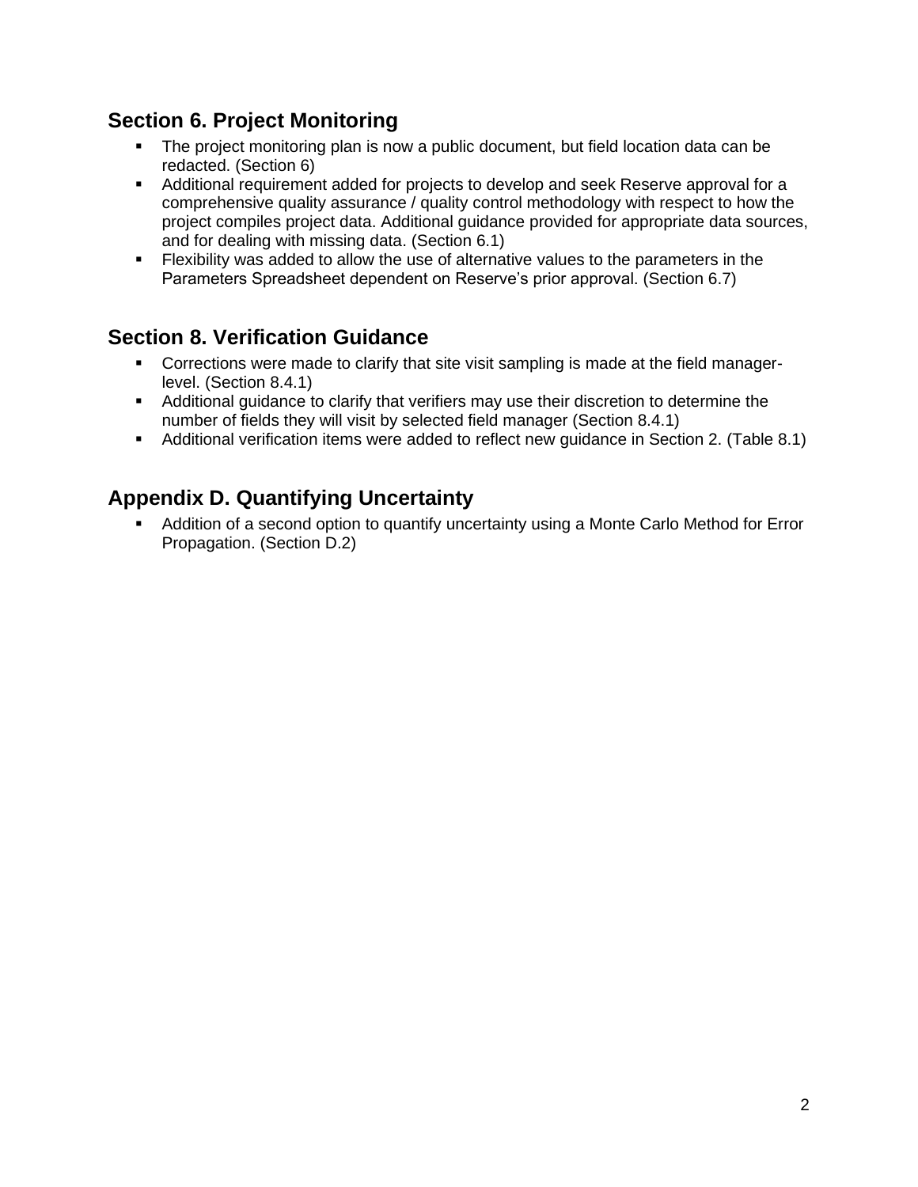## Section 6. Project Monitoring

- The project monitoring plan is now a public document, but field location data can be redacted. (Section 6)
- Additional requirement added for projects to develop and seek Reserve approval for a comprehensive quality assurance / quality control methodology with respect to how the project compiles project data. Additional guidance provided for appropriate data sources, and for dealing with missing data. (Section 6.1)
- Flexibility was added to allow the use of alternative values to the parameters in the Parameters Spreadsheet dependent on Reserve's prior approval. (Section 6.7)

## Section 8. Verification Guidance

- Corrections were made to clarify that site visit sampling is made at the field manager-level. (Section 8.4.1)
- Additional guidance to clarify that verifiers may use their discretion to determine the number of fields they will visit by selected field manager (Section 8.4.1)
- Additional verification items were added to reflect new guidance in Section 2. (Table 8.1)

## Appendix D. Quantifying Uncertainty

- Addition of a second option to quantify uncertainty using a Monte Carlo Method for Error Propagation. (Section D.2)